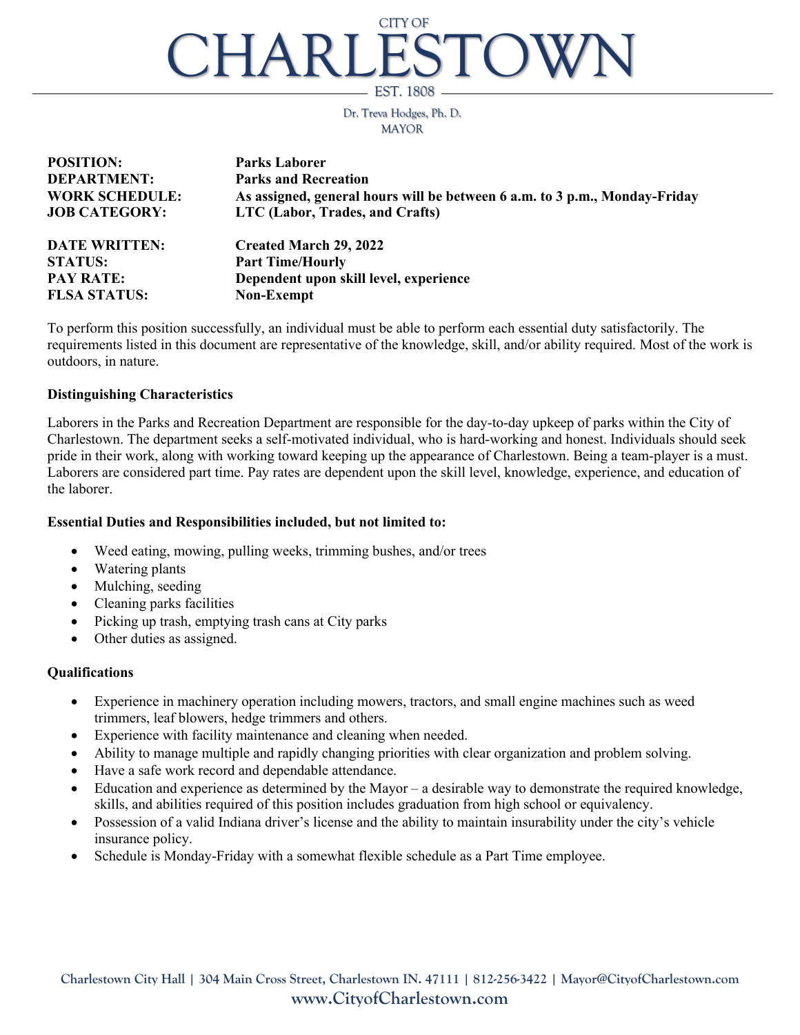# CITY OF CHARLESTOWN

EST. 1808

Dr. Treva Hodges, Ph. D.
MAYOR

| | |
|---|---|
| **POSITION:** | **Parks Laborer** |
| **DEPARTMENT:** | **Parks and Recreation** |
| **WORK SCHEDULE:** | **As assigned, general hours will be between 6 a.m. to 3 p.m., Monday-Friday** |
| **JOB CATEGORY:** | **LTC (Labor, Trades, and Crafts)** |
| **DATE WRITTEN:** | **Created March 29, 2022** |
| **STATUS:** | **Part Time/Hourly** |
| **PAY RATE:** | **Dependent upon skill level, experience** |
| **FLSA STATUS:** | **Non-Exempt** |

To perform this position successfully, an individual must be able to perform each essential duty satisfactorily. The requirements listed in this document are representative of the knowledge, skill, and/or ability required. Most of the work is outdoors, in nature.

**Distinguishing Characteristics**

Laborers in the Parks and Recreation Department are responsible for the day-to-day upkeep of parks within the City of Charlestown. The department seeks a self-motivated individual, who is hard-working and honest. Individuals should seek pride in their work, along with working toward keeping up the appearance of Charlestown. Being a team-player is a must. Laborers are considered part time. Pay rates are dependent upon the skill level, knowledge, experience, and education of the laborer.

**Essential Duties and Responsibilities included, but not limited to:**

- Weed eating, mowing, pulling weeks, trimming bushes, and/or trees
- Watering plants
- Mulching, seeding
- Cleaning parks facilities
- Picking up trash, emptying trash cans at City parks
- Other duties as assigned.

**Qualifications**

- Experience in machinery operation including mowers, tractors, and small engine machines such as weed trimmers, leaf blowers, hedge trimmers and others.
- Experience with facility maintenance and cleaning when needed.
- Ability to manage multiple and rapidly changing priorities with clear organization and problem solving.
- Have a safe work record and dependable attendance.
- Education and experience as determined by the Mayor – a desirable way to demonstrate the required knowledge, skills, and abilities required of this position includes graduation from high school or equivalency.
- Possession of a valid Indiana driver's license and the ability to maintain insurability under the city's vehicle insurance policy.
- Schedule is Monday-Friday with a somewhat flexible schedule as a Part Time employee.

Charlestown City Hall | 304 Main Cross Street, Charlestown IN. 47111 | 812-256-3422 | Mayor@CityofCharlestown.com
www.CityofCharlestown.com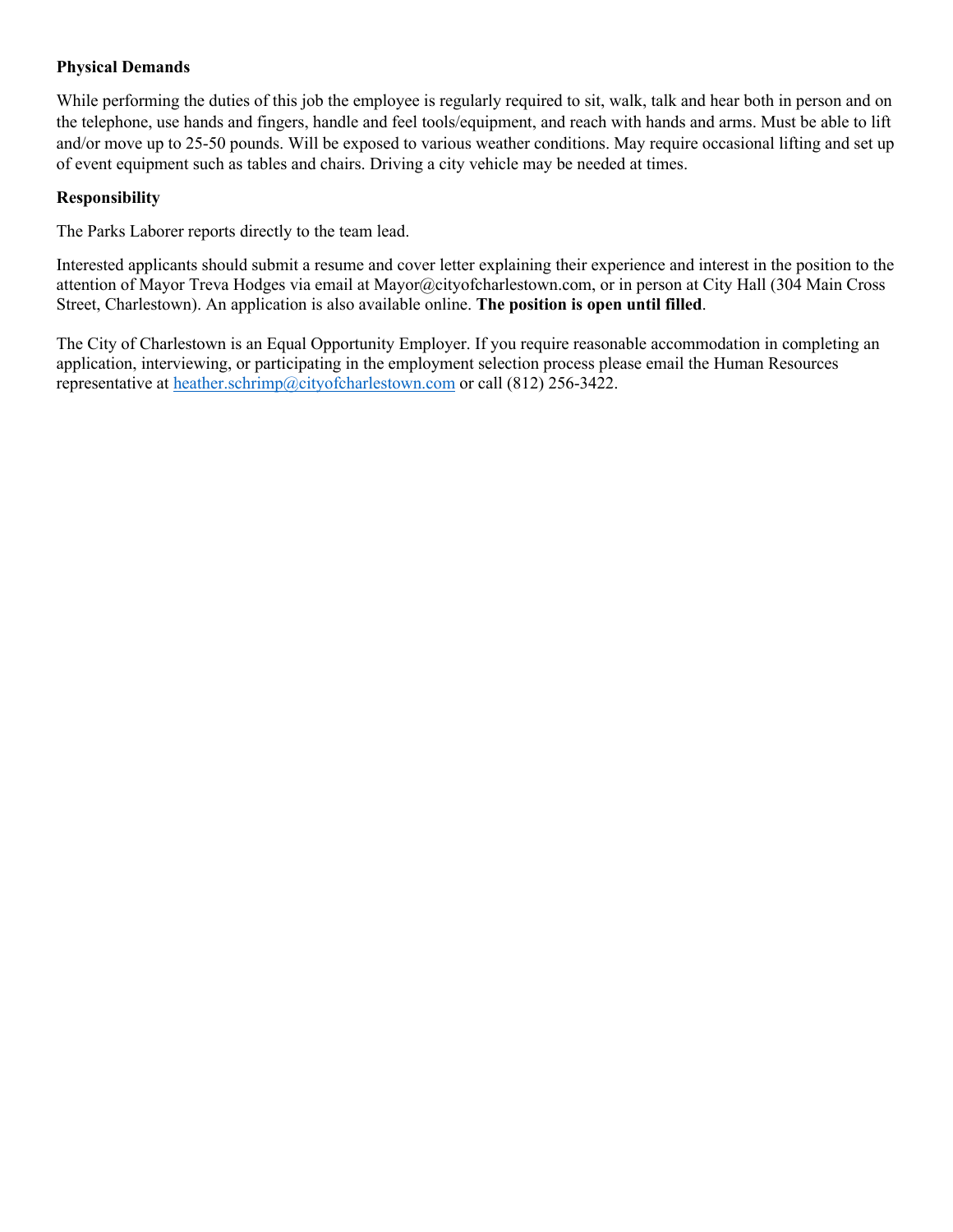**Physical Demands**

While performing the duties of this job the employee is regularly required to sit, walk, talk and hear both in person and on the telephone, use hands and fingers, handle and feel tools/equipment, and reach with hands and arms. Must be able to lift and/or move up to 25-50 pounds. Will be exposed to various weather conditions. May require occasional lifting and set up of event equipment such as tables and chairs. Driving a city vehicle may be needed at times.

**Responsibility**

The Parks Laborer reports directly to the team lead.

Interested applicants should submit a resume and cover letter explaining their experience and interest in the position to the attention of Mayor Treva Hodges via email at Mayor@cityofcharlestown.com, or in person at City Hall (304 Main Cross Street, Charlestown). An application is also available online. **The position is open until filled**.

The City of Charlestown is an Equal Opportunity Employer. If you require reasonable accommodation in completing an application, interviewing, or participating in the employment selection process please email the Human Resources representative at heather.schrimp@cityofcharlestown.com or call (812) 256-3422.